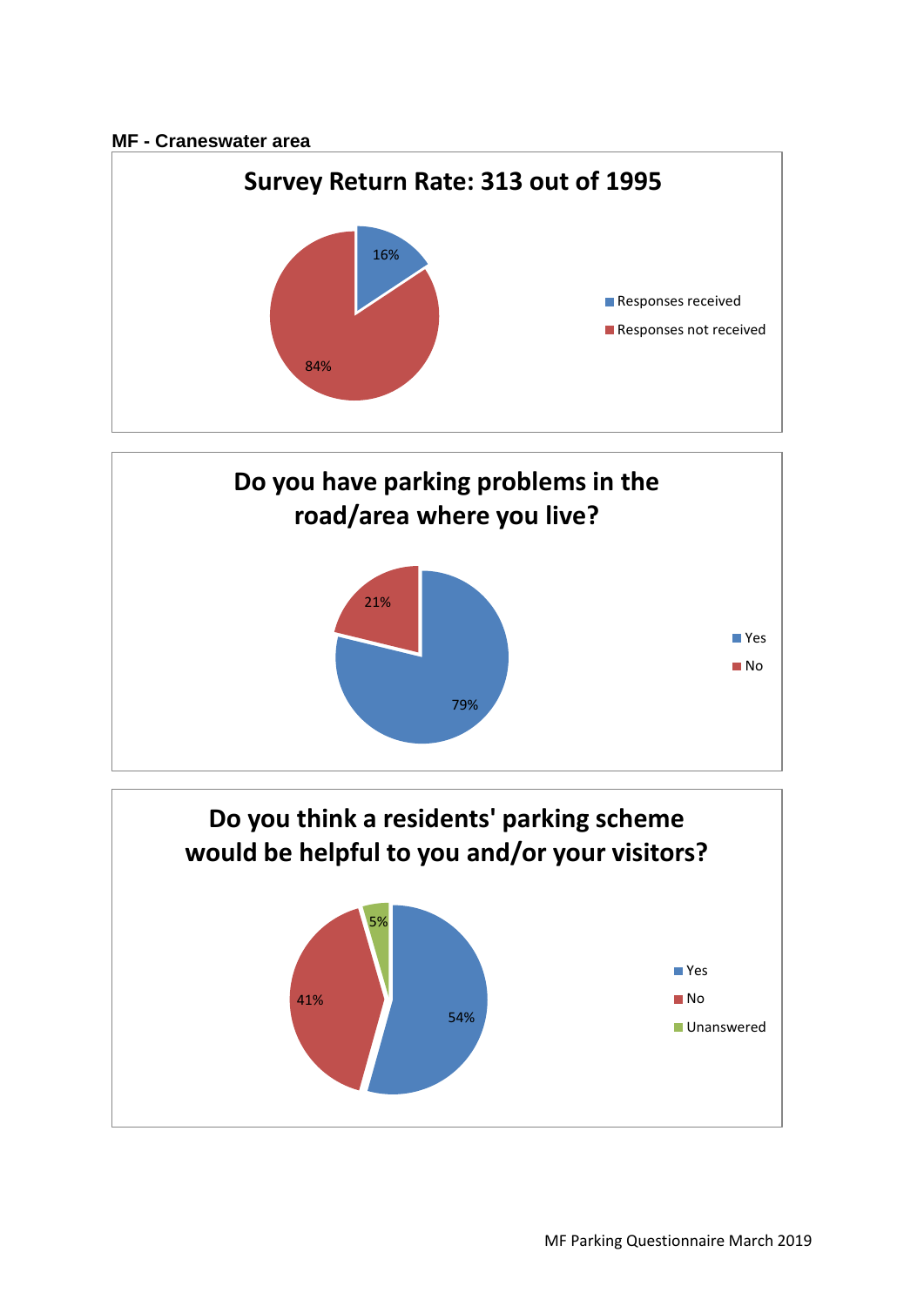**MF - Craneswater area**

## Survey Return Rate: 313 out of 1995

| Category | Percentage |
|---|---|
| Responses received | 16% |
| Responses not received | 84% |

## Do you have parking problems in the road/area where you live?

| Response | Percentage |
|---|---|
| Yes | 79% |
| No | 21% |

## Do you think a residents' parking scheme would be helpful to you and/or your visitors?

| Response | Percentage |
|---|---|
| Yes | 54% |
| No | 41% |
| Unanswered | 5% |

MF Parking Questionnaire March 2019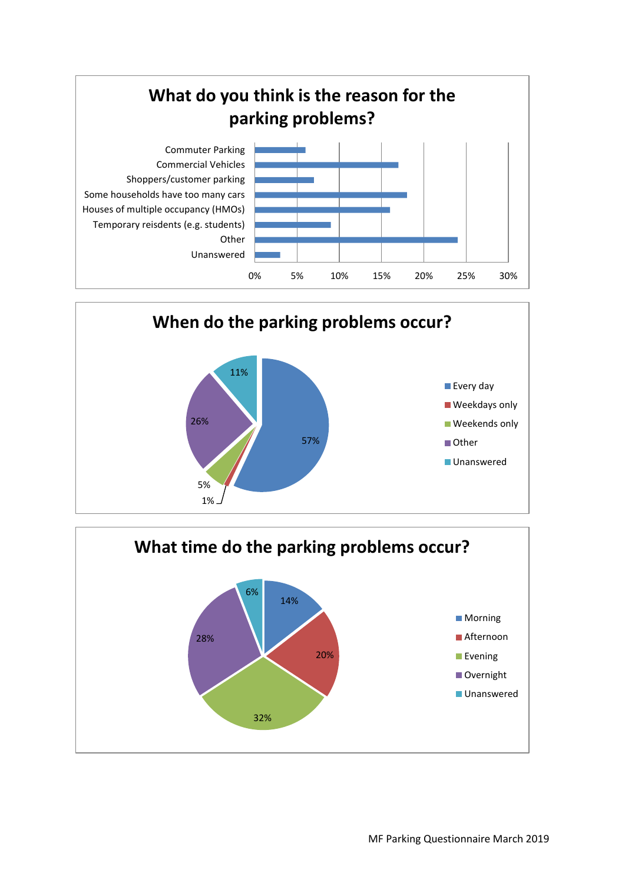## What do you think is the reason for the parking problems?

| Reason | Approx. % |
| --- | --- |
| Commuter Parking | 6% |
| Commercial Vehicles | 17% |
| Shoppers/customer parking | 7% |
| Some households have too many cars | 18% |
| Houses of multiple occupancy (HMOs) | 16% |
| Temporary reisdents (e.g. students) | 9% |
| Other | 24% |
| Unanswered | 3% |

## When do the parking problems occur?

| When | % |
| --- | --- |
| Every day | 57% |
| Weekdays only | 1% |
| Weekends only | 5% |
| Other | 26% |
| Unanswered | 11% |

## What time do the parking problems occur?

| Time | % |
| --- | --- |
| Morning | 14% |
| Afternoon | 20% |
| Evening | 32% |
| Overnight | 28% |
| Unanswered | 6% |

MF Parking Questionnaire March 2019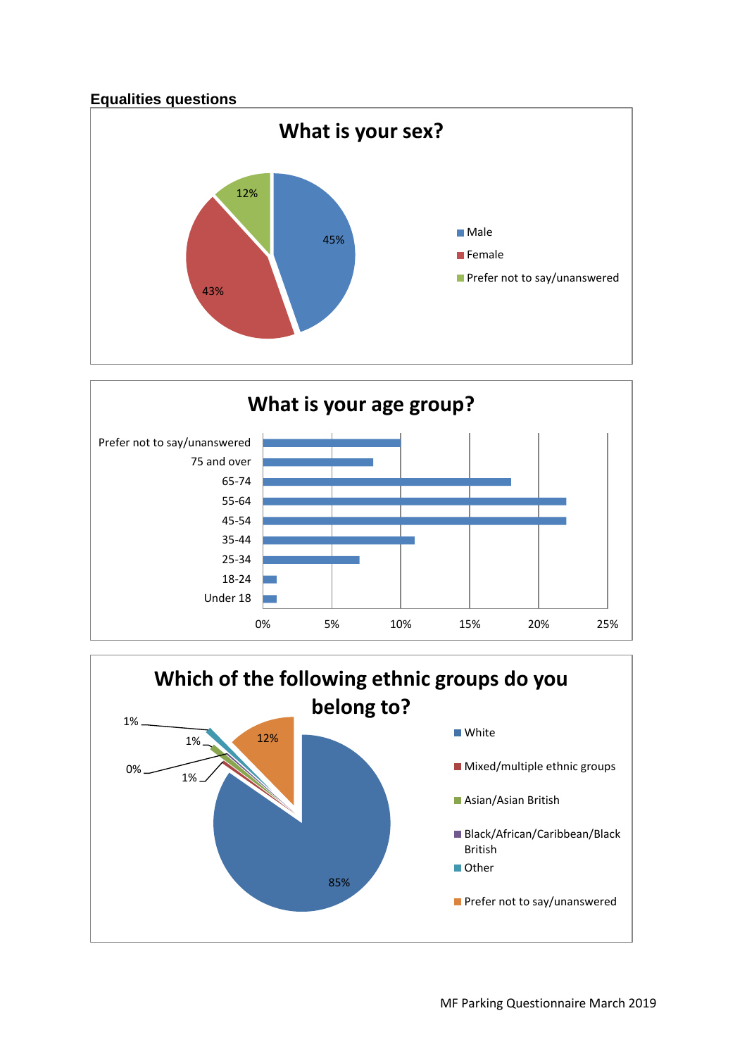## Equalities questions

**What is your sex?**

| Response | % |
| --- | --- |
| Male | 45% |
| Female | 43% |
| Prefer not to say/unanswered | 12% |

**What is your age group?**

- Prefer not to say/unanswered
- 75 and over
- 65-74
- 55-64
- 45-54
- 35-44
- 25-34
- 18-24
- Under 18

0% 5% 10% 15% 20% 25%

**Which of the following ethnic groups do you belong to?**

- White (85%)
- Mixed/multiple ethnic groups
- Asian/Asian British
- Black/African/Caribbean/Black British
- Other
- Prefer not to say/unanswered (12%)

Other data labels: 1%, 1%, 0%, 1%

MF Parking Questionnaire March 2019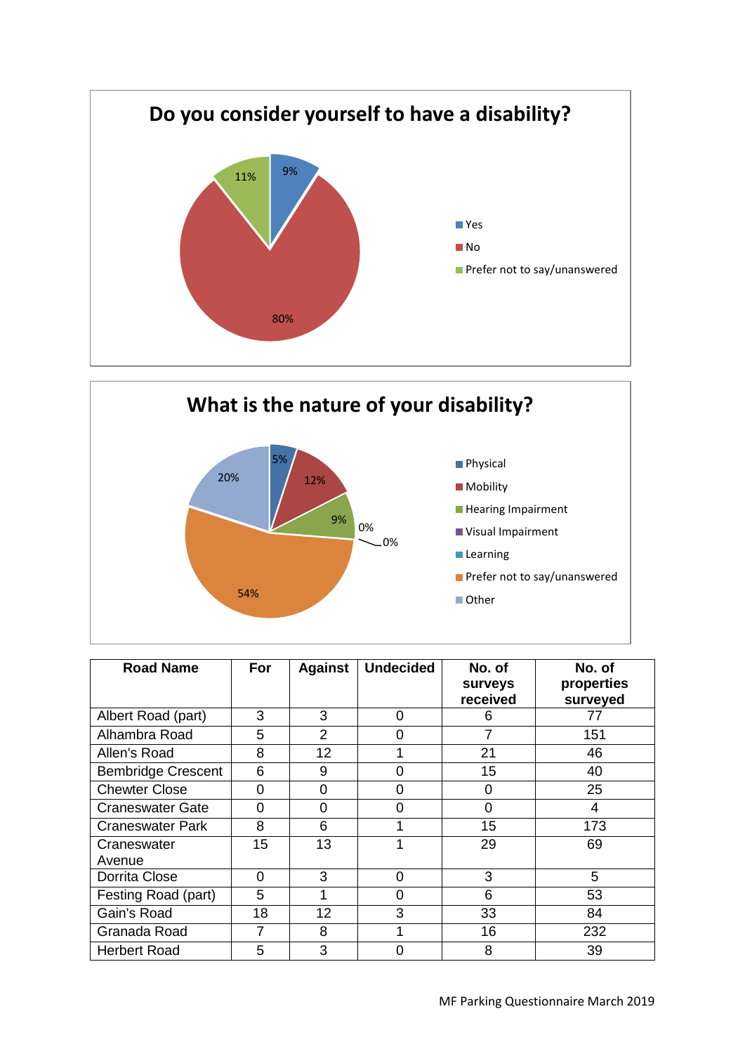## Do you consider yourself to have a disability?

- Yes: 9%
- No: 80%
- Prefer not to say/unanswered: 11%

## What is the nature of your disability?

- Physical: 5%
- Mobility: 12%
- Hearing Impairment: 9%
- Visual Impairment: 0%
- Learning: 0%
- Prefer not to say/unanswered: 54%
- Other: 20%

| Road Name | For | Against | Undecided | No. of surveys received | No. of properties surveyed |
|---|---|---|---|---|---|
| Albert Road (part) | 3 | 3 | 0 | 6 | 77 |
| Alhambra Road | 5 | 2 | 0 | 7 | 151 |
| Allen's Road | 8 | 12 | 1 | 21 | 46 |
| Bembridge Crescent | 6 | 9 | 0 | 15 | 40 |
| Chewter Close | 0 | 0 | 0 | 0 | 25 |
| Craneswater Gate | 0 | 0 | 0 | 0 | 4 |
| Craneswater Park | 8 | 6 | 1 | 15 | 173 |
| Craneswater Avenue | 15 | 13 | 1 | 29 | 69 |
| Dorrita Close | 0 | 3 | 0 | 3 | 5 |
| Festing Road (part) | 5 | 1 | 0 | 6 | 53 |
| Gain's Road | 18 | 12 | 3 | 33 | 84 |
| Granada Road | 7 | 8 | 1 | 16 | 232 |
| Herbert Road | 5 | 3 | 0 | 8 | 39 |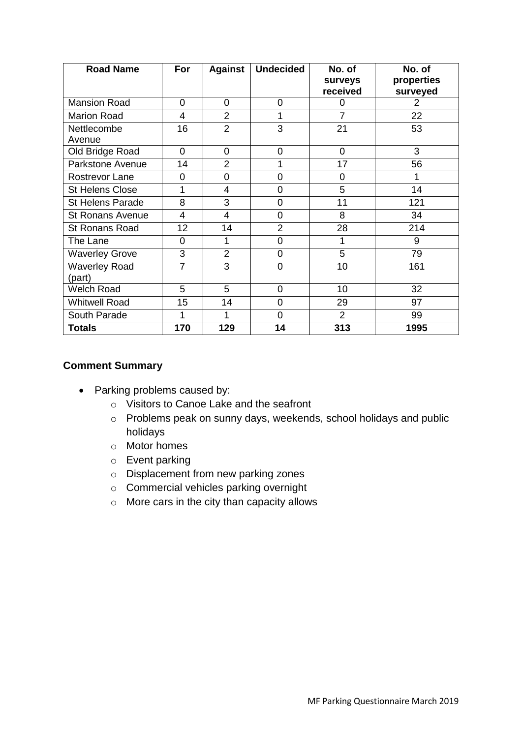| Road Name | For | Against | Undecided | No. of surveys received | No. of properties surveyed |
|---|---|---|---|---|---|
| Mansion Road | 0 | 0 | 0 | 0 | 2 |
| Marion Road | 4 | 2 | 1 | 7 | 22 |
| Nettlecombe Avenue | 16 | 2 | 3 | 21 | 53 |
| Old Bridge Road | 0 | 0 | 0 | 0 | 3 |
| Parkstone Avenue | 14 | 2 | 1 | 17 | 56 |
| Rostrevor Lane | 0 | 0 | 0 | 0 | 1 |
| St Helens Close | 1 | 4 | 0 | 5 | 14 |
| St Helens Parade | 8 | 3 | 0 | 11 | 121 |
| St Ronans Avenue | 4 | 4 | 0 | 8 | 34 |
| St Ronans Road | 12 | 14 | 2 | 28 | 214 |
| The Lane | 0 | 1 | 0 | 1 | 9 |
| Waverley Grove | 3 | 2 | 0 | 5 | 79 |
| Waverley Road (part) | 7 | 3 | 0 | 10 | 161 |
| Welch Road | 5 | 5 | 0 | 10 | 32 |
| Whitwell Road | 15 | 14 | 0 | 29 | 97 |
| South Parade | 1 | 1 | 0 | 2 | 99 |
| **Totals** | **170** | **129** | **14** | **313** | **1995** |

## Comment Summary

- Parking problems caused by:
  - Visitors to Canoe Lake and the seafront
  - Problems peak on sunny days, weekends, school holidays and public holidays
  - Motor homes
  - Event parking
  - Displacement from new parking zones
  - Commercial vehicles parking overnight
  - More cars in the city than capacity allows